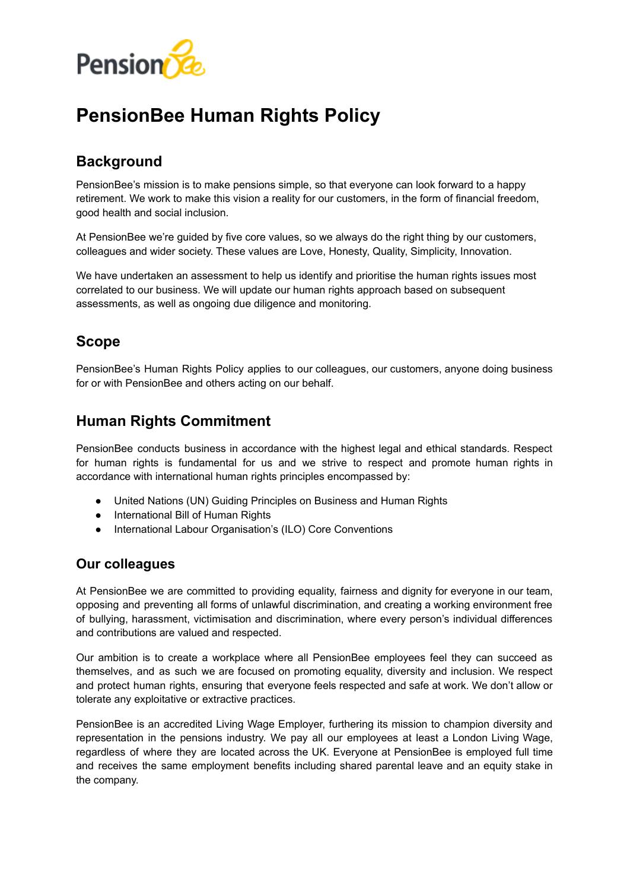# PensionBee Human Rights Policy

## Background

PensionBee's mission is to make pensions simple, so that everyone can look forward to a happy retirement. We work to make this vision a reality for our customers, in the form of financial freedom, good health and social inclusion.

At PensionBee we're guided by five core values, so we always do the right thing by our customers, colleagues and wider society. These values are Love, Honesty, Quality, Simplicity, Innovation.

We have undertaken an assessment to help us identify and prioritise the human rights issues most correlated to our business. We will update our human rights approach based on subsequent assessments, as well as ongoing due diligence and monitoring.

## Scope

PensionBee's Human Rights Policy applies to our colleagues, our customers, anyone doing business for or with PensionBee and others acting on our behalf.

## Human Rights Commitment

PensionBee conducts business in accordance with the highest legal and ethical standards. Respect for human rights is fundamental for us and we strive to respect and promote human rights in accordance with international human rights principles encompassed by:

- United Nations (UN) Guiding Principles on Business and Human Rights
- International Bill of Human Rights
- International Labour Organisation's (ILO) Core Conventions

### Our colleagues

At PensionBee we are committed to providing equality, fairness and dignity for everyone in our team, opposing and preventing all forms of unlawful discrimination, and creating a working environment free of bullying, harassment, victimisation and discrimination, where every person's individual differences and contributions are valued and respected.

Our ambition is to create a workplace where all PensionBee employees feel they can succeed as themselves, and as such we are focused on promoting equality, diversity and inclusion. We respect and protect human rights, ensuring that everyone feels respected and safe at work. We don't allow or tolerate any exploitative or extractive practices.

PensionBee is an accredited Living Wage Employer, furthering its mission to champion diversity and representation in the pensions industry. We pay all our employees at least a London Living Wage, regardless of where they are located across the UK. Everyone at PensionBee is employed full time and receives the same employment benefits including shared parental leave and an equity stake in the company.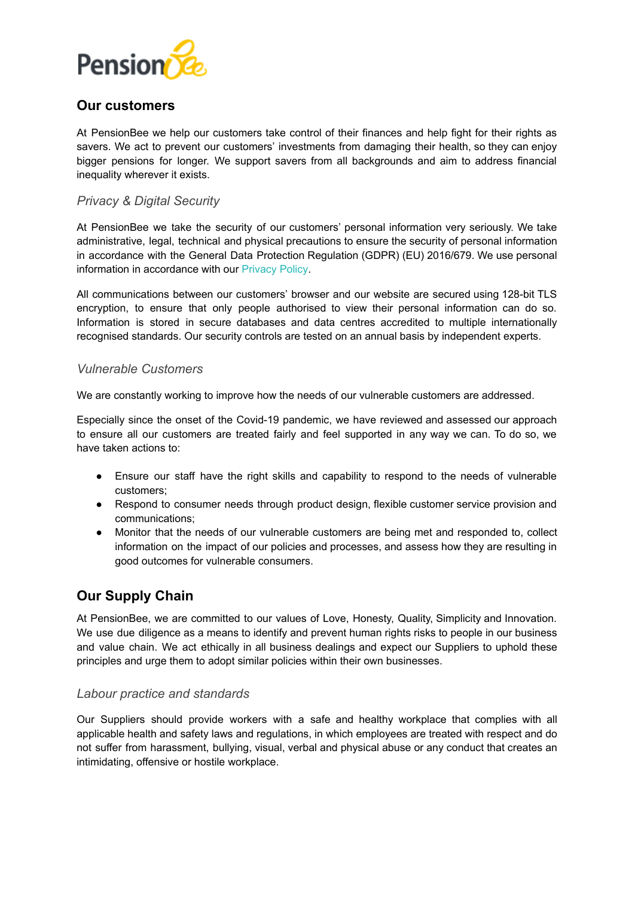## Our customers

At PensionBee we help our customers take control of their finances and help fight for their rights as savers. We act to prevent our customers' investments from damaging their health, so they can enjoy bigger pensions for longer. We support savers from all backgrounds and aim to address financial inequality wherever it exists.

### *Privacy & Digital Security*

At PensionBee we take the security of our customers' personal information very seriously. We take administrative, legal, technical and physical precautions to ensure the security of personal information in accordance with the General Data Protection Regulation (GDPR) (EU) 2016/679. We use personal information in accordance with our Privacy Policy.

All communications between our customers' browser and our website are secured using 128-bit TLS encryption, to ensure that only people authorised to view their personal information can do so. Information is stored in secure databases and data centres accredited to multiple internationally recognised standards. Our security controls are tested on an annual basis by independent experts.

### *Vulnerable Customers*

We are constantly working to improve how the needs of our vulnerable customers are addressed.

Especially since the onset of the Covid-19 pandemic, we have reviewed and assessed our approach to ensure all our customers are treated fairly and feel supported in any way we can. To do so, we have taken actions to:

- Ensure our staff have the right skills and capability to respond to the needs of vulnerable customers;
- Respond to consumer needs through product design, flexible customer service provision and communications;
- Monitor that the needs of our vulnerable customers are being met and responded to, collect information on the impact of our policies and processes, and assess how they are resulting in good outcomes for vulnerable consumers.

## Our Supply Chain

At PensionBee, we are committed to our values of Love, Honesty, Quality, Simplicity and Innovation. We use due diligence as a means to identify and prevent human rights risks to people in our business and value chain. We act ethically in all business dealings and expect our Suppliers to uphold these principles and urge them to adopt similar policies within their own businesses.

### *Labour practice and standards*

Our Suppliers should provide workers with a safe and healthy workplace that complies with all applicable health and safety laws and regulations, in which employees are treated with respect and do not suffer from harassment, bullying, visual, verbal and physical abuse or any conduct that creates an intimidating, offensive or hostile workplace.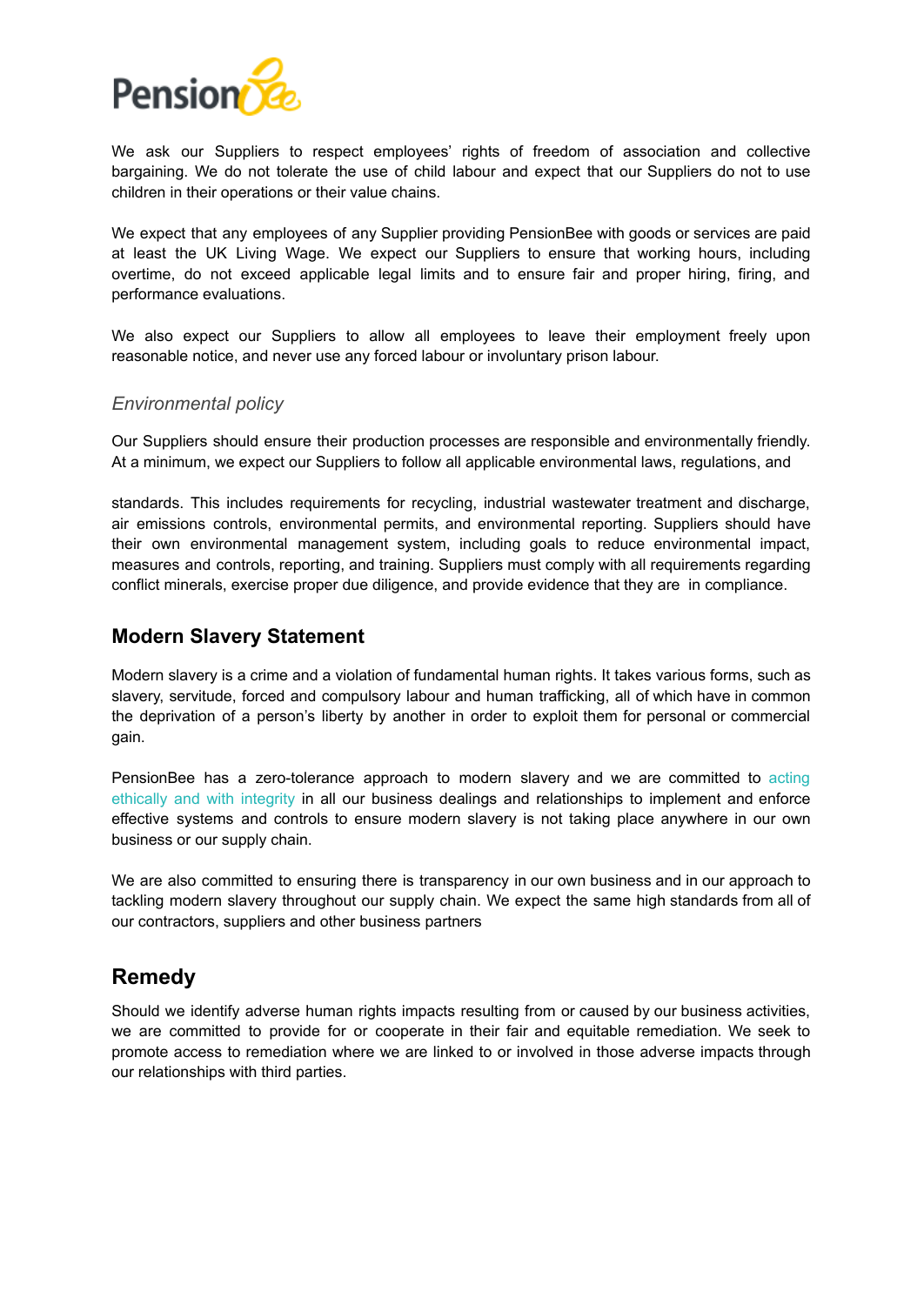We ask our Suppliers to respect employees' rights of freedom of association and collective bargaining. We do not tolerate the use of child labour and expect that our Suppliers do not to use children in their operations or their value chains.

We expect that any employees of any Supplier providing PensionBee with goods or services are paid at least the UK Living Wage. We expect our Suppliers to ensure that working hours, including overtime, do not exceed applicable legal limits and to ensure fair and proper hiring, firing, and performance evaluations.

We also expect our Suppliers to allow all employees to leave their employment freely upon reasonable notice, and never use any forced labour or involuntary prison labour.

### *Environmental policy*

Our Suppliers should ensure their production processes are responsible and environmentally friendly. At a minimum, we expect our Suppliers to follow all applicable environmental laws, regulations, and standards. This includes requirements for recycling, industrial wastewater treatment and discharge, air emissions controls, environmental permits, and environmental reporting. Suppliers should have their own environmental management system, including goals to reduce environmental impact, measures and controls, reporting, and training. Suppliers must comply with all requirements regarding conflict minerals, exercise proper due diligence, and provide evidence that they are in compliance.

## Modern Slavery Statement

Modern slavery is a crime and a violation of fundamental human rights. It takes various forms, such as slavery, servitude, forced and compulsory labour and human trafficking, all of which have in common the deprivation of a person's liberty by another in order to exploit them for personal or commercial gain.

PensionBee has a zero-tolerance approach to modern slavery and we are committed to acting ethically and with integrity in all our business dealings and relationships to implement and enforce effective systems and controls to ensure modern slavery is not taking place anywhere in our own business or our supply chain.

We are also committed to ensuring there is transparency in our own business and in our approach to tackling modern slavery throughout our supply chain. We expect the same high standards from all of our contractors, suppliers and other business partners

## Remedy

Should we identify adverse human rights impacts resulting from or caused by our business activities, we are committed to provide for or cooperate in their fair and equitable remediation. We seek to promote access to remediation where we are linked to or involved in those adverse impacts through our relationships with third parties.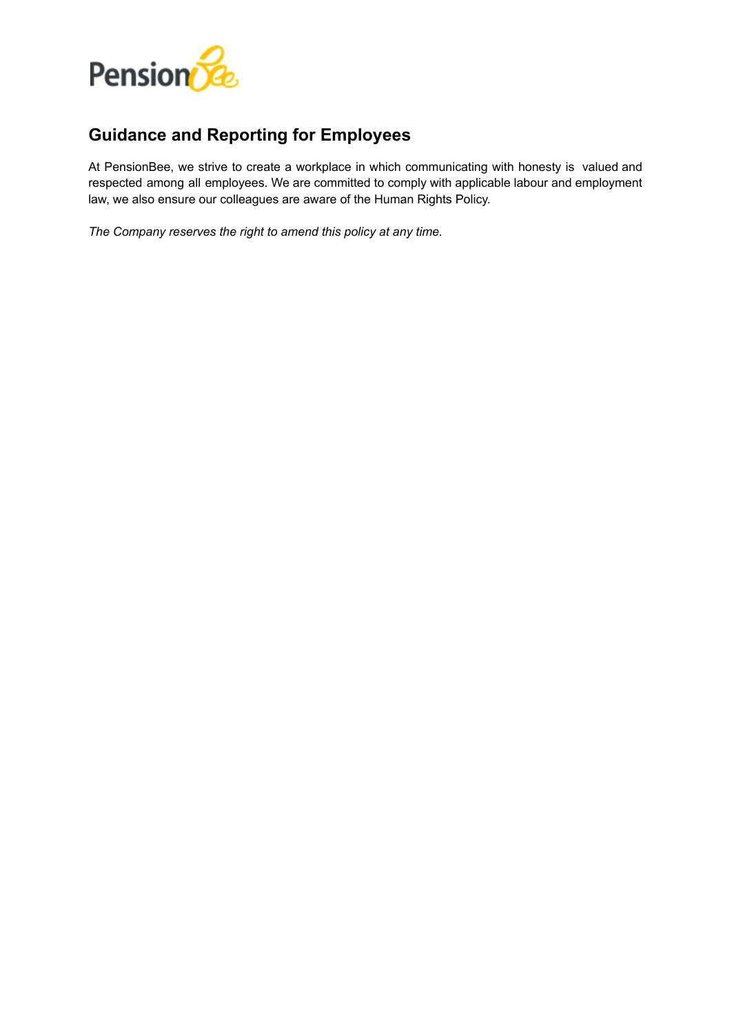## Guidance and Reporting for Employees

At PensionBee, we strive to create a workplace in which communicating with honesty is valued and respected among all employees. We are committed to comply with applicable labour and employment law, we also ensure our colleagues are aware of the Human Rights Policy.

*The Company reserves the right to amend this policy at any time.*